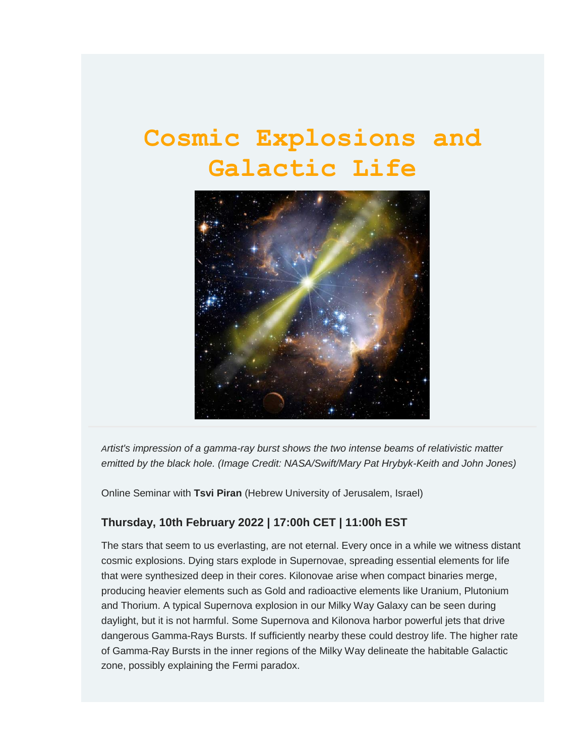# Cosmic Explosions and Galactic Life

*Artist's impression of a gamma-ray burst shows the two intense beams of relativistic matter emitted by the black hole. (Image Credit: NASA/Swift/Mary Pat Hrybyk-Keith and John Jones)*

Online Seminar with **Tsvi Piran** (Hebrew University of Jerusalem, Israel)

### Thursday, 10th February 2022 | 17:00h CET | 11:00h EST

The stars that seem to us everlasting, are not eternal. Every once in a while we witness distant cosmic explosions. Dying stars explode in Supernovae, spreading essential elements for life that were synthesized deep in their cores. Kilonovae arise when compact binaries merge, producing heavier elements such as Gold and radioactive elements like Uranium, Plutonium and Thorium. A typical Supernova explosion in our Milky Way Galaxy can be seen during daylight, but it is not harmful. Some Supernova and Kilonova harbor powerful jets that drive dangerous Gamma-Rays Bursts. If sufficiently nearby these could destroy life. The higher rate of Gamma-Ray Bursts in the inner regions of the Milky Way delineate the habitable Galactic zone, possibly explaining the Fermi paradox.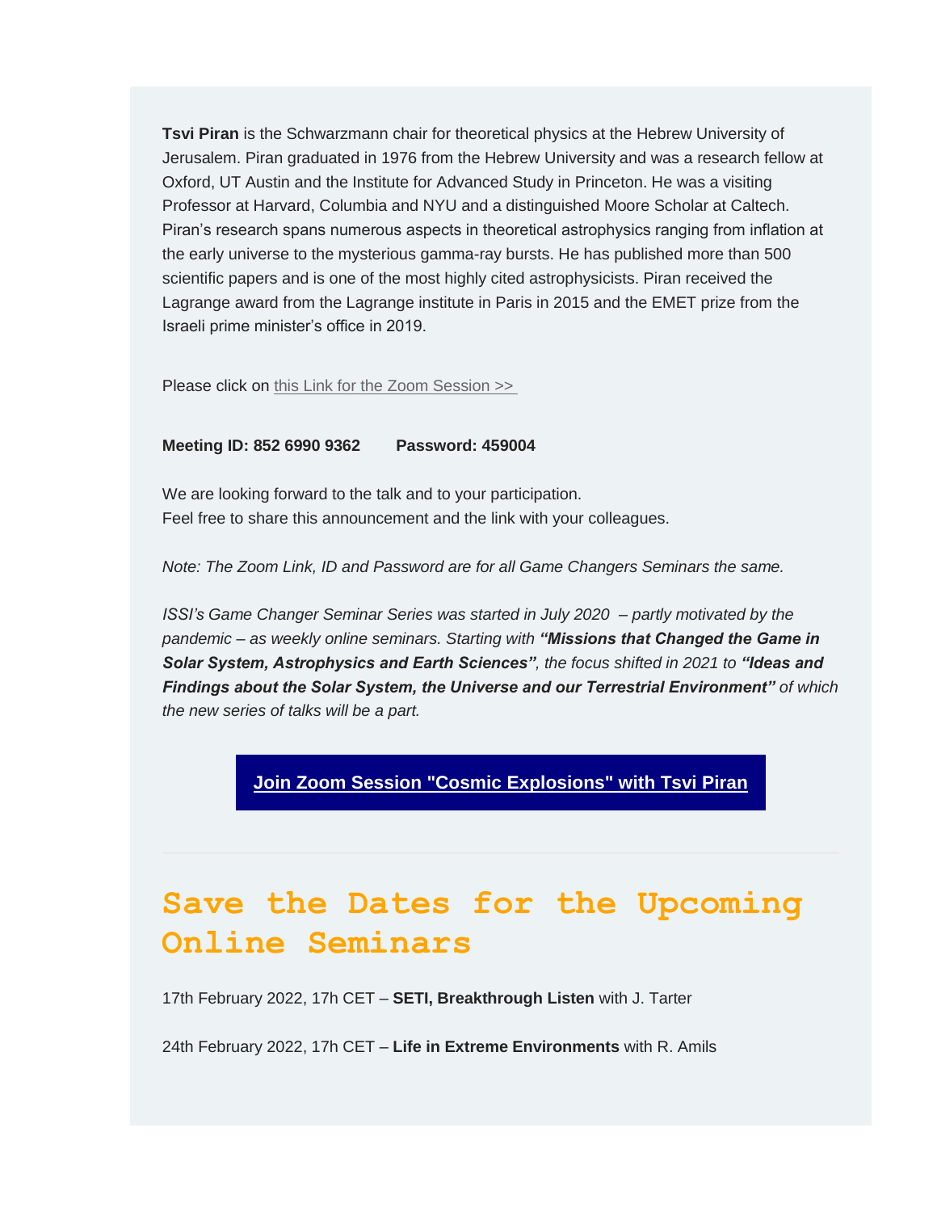**Tsvi Piran** is the Schwarzmann chair for theoretical physics at the Hebrew University of Jerusalem. Piran graduated in 1976 from the Hebrew University and was a research fellow at Oxford, UT Austin and the Institute for Advanced Study in Princeton. He was a visiting Professor at Harvard, Columbia and NYU and a distinguished Moore Scholar at Caltech. Piran's research spans numerous aspects in theoretical astrophysics ranging from inflation at the early universe to the mysterious gamma-ray bursts. He has published more than 500 scientific papers and is one of the most highly cited astrophysicists. Piran received the Lagrange award from the Lagrange institute in Paris in 2015 and the EMET prize from the Israeli prime minister's office in 2019.

Please click on this Link for the Zoom Session >>

**Meeting ID: 852 6990 9362        Password: 459004**

We are looking forward to the talk and to your participation.
Feel free to share this announcement and the link with your colleagues.

*Note: The Zoom Link, ID and Password are for all Game Changers Seminars the same.*

*ISSI's Game Changer Seminar Series was started in July 2020 – partly motivated by the pandemic – as weekly online seminars. Starting with **"Missions that Changed the Game in Solar System, Astrophysics and Earth Sciences"**, the focus shifted in 2021 to **"Ideas and Findings about the Solar System, the Universe and our Terrestrial Environment"** of which the new series of talks will be a part.*

**Join Zoom Session "Cosmic Explosions" with Tsvi Piran**

# Save the Dates for the Upcoming Online Seminars

17th February 2022, 17h CET – **SETI, Breakthrough Listen** with J. Tarter

24th February 2022, 17h CET – **Life in Extreme Environments** with R. Amils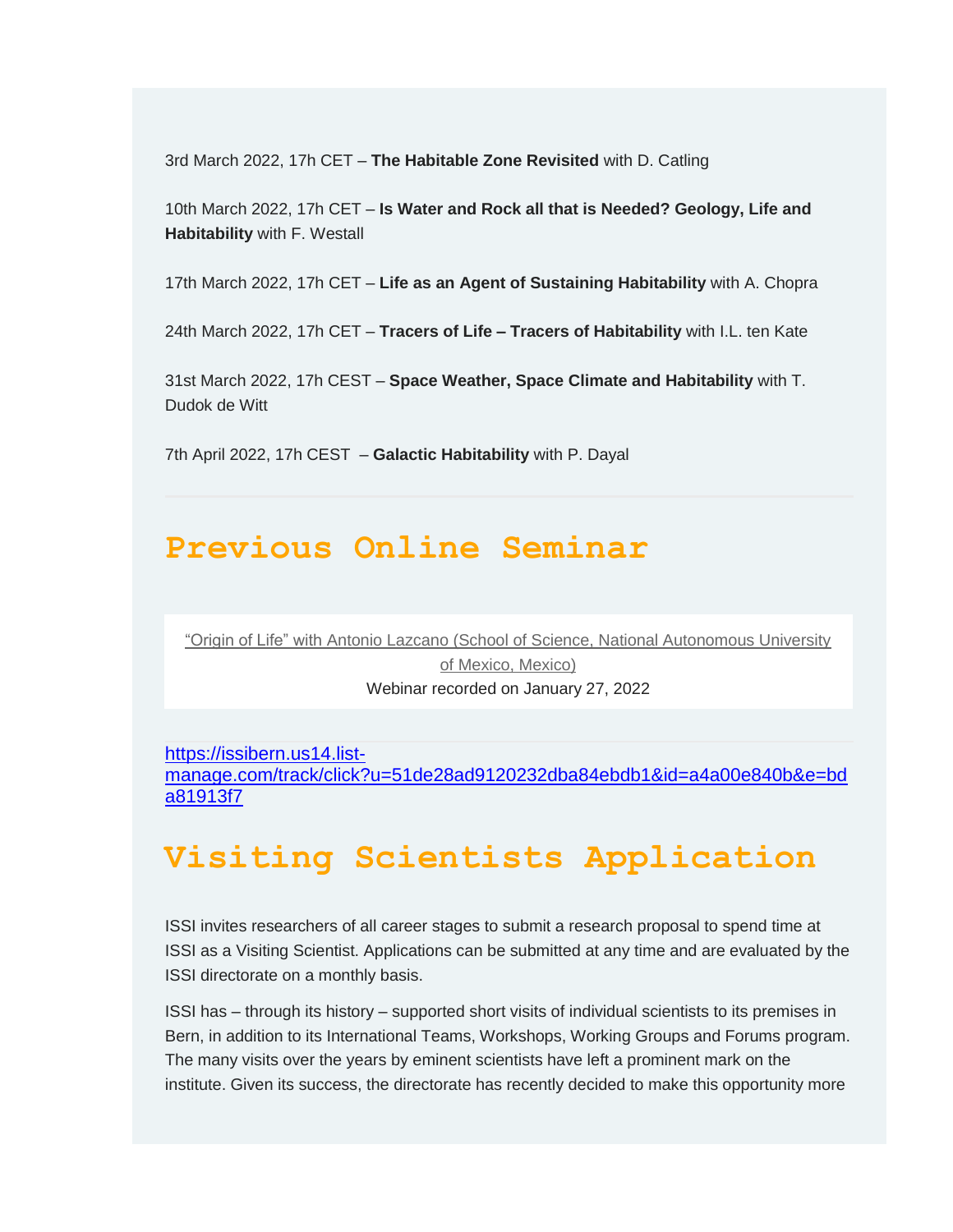3rd March 2022, 17h CET – **The Habitable Zone Revisited** with D. Catling

10th March 2022, 17h CET – **Is Water and Rock all that is Needed? Geology, Life and Habitability** with F. Westall

17th March 2022, 17h CET – **Life as an Agent of Sustaining Habitability** with A. Chopra

24th March 2022, 17h CET – **Tracers of Life – Tracers of Habitability** with I.L. ten Kate

31st March 2022, 17h CEST – **Space Weather, Space Climate and Habitability** with T. Dudok de Witt

7th April 2022, 17h CEST – **Galactic Habitability** with P. Dayal

---

## Previous Online Seminar

"Origin of Life" with Antonio Lazcano (School of Science, National Autonomous University of Mexico, Mexico)
Webinar recorded on January 27, 2022

https://issibern.us14.list-manage.com/track/click?u=51de28ad9120232dba84ebdb1&id=a4a00e840b&e=bda81913f7

## Visiting Scientists Application

ISSI invites researchers of all career stages to submit a research proposal to spend time at ISSI as a Visiting Scientist. Applications can be submitted at any time and are evaluated by the ISSI directorate on a monthly basis.

ISSI has – through its history – supported short visits of individual scientists to its premises in Bern, in addition to its International Teams, Workshops, Working Groups and Forums program. The many visits over the years by eminent scientists have left a prominent mark on the institute. Given its success, the directorate has recently decided to make this opportunity more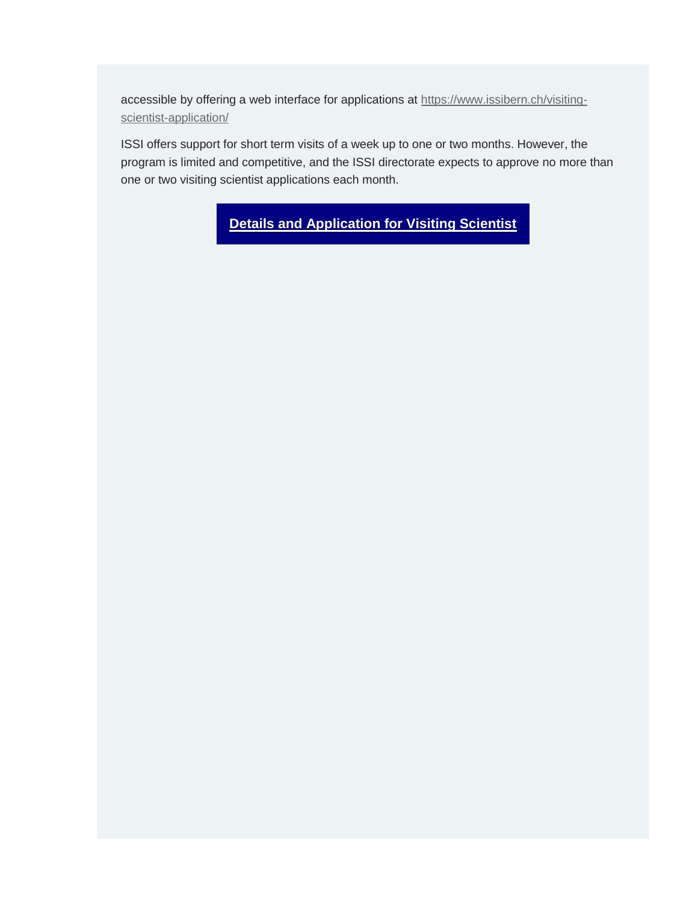accessible by offering a web interface for applications at https://www.issibern.ch/visiting-scientist-application/

ISSI offers support for short term visits of a week up to one or two months. However, the program is limited and competitive, and the ISSI directorate expects to approve no more than one or two visiting scientist applications each month.

**Details and Application for Visiting Scientist**